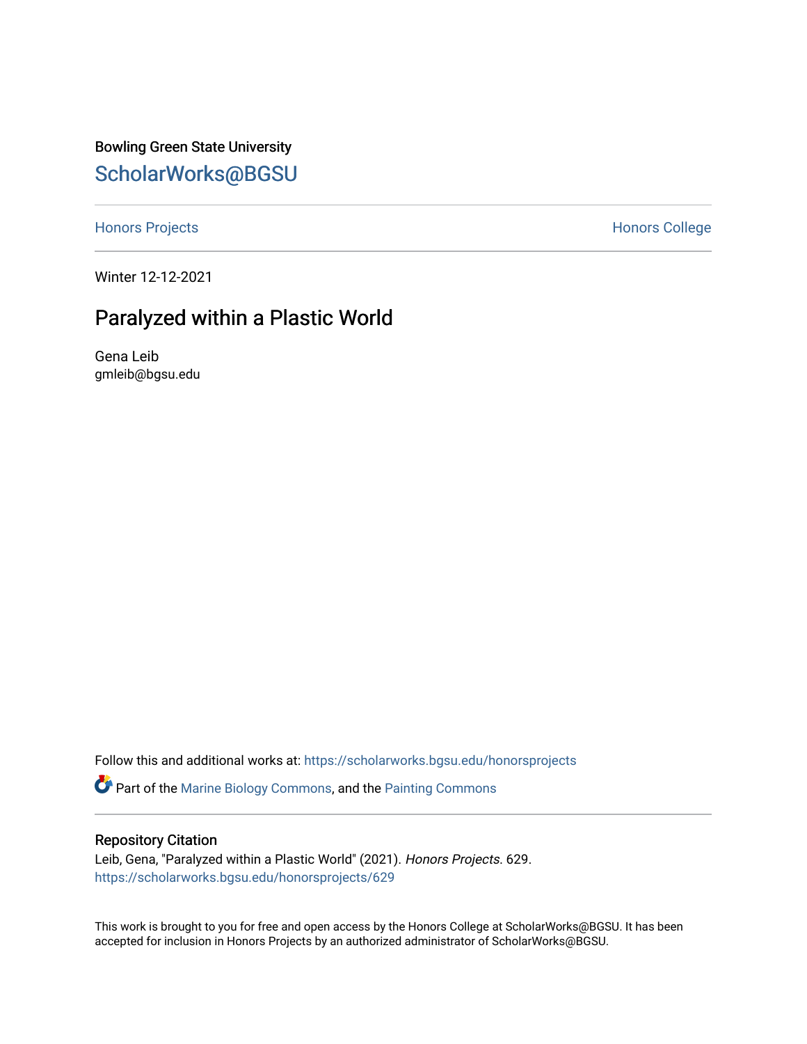Bowling Green State University

# ScholarWorks@BGSU

Honors Projects

Honors College

Winter 12-12-2021

## Paralyzed within a Plastic World

Gena Leib
gmleib@bgsu.edu

Follow this and additional works at: https://scholarworks.bgsu.edu/honorsprojects

Part of the Marine Biology Commons, and the Painting Commons

### Repository Citation

Leib, Gena, "Paralyzed within a Plastic World" (2021). *Honors Projects*. 629.
https://scholarworks.bgsu.edu/honorsprojects/629

This work is brought to you for free and open access by the Honors College at ScholarWorks@BGSU. It has been accepted for inclusion in Honors Projects by an authorized administrator of ScholarWorks@BGSU.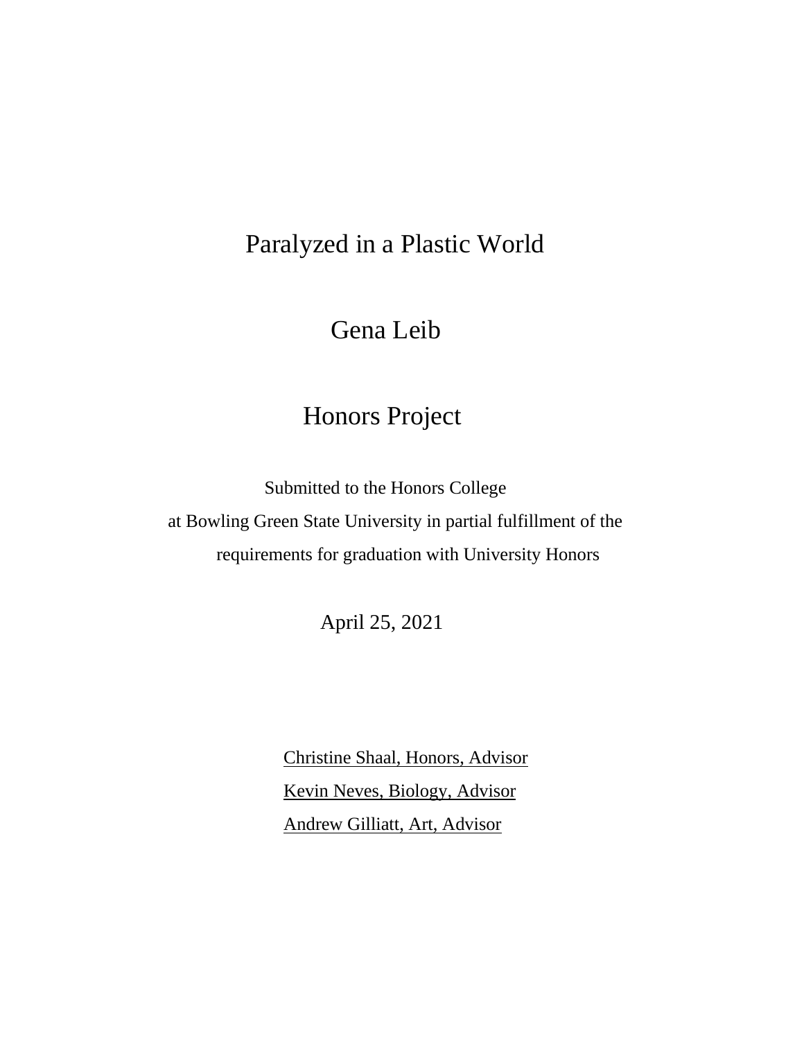# Paralyzed in a Plastic World

Gena Leib

Honors Project

Submitted to the Honors College
at Bowling Green State University in partial fulfillment of the
requirements for graduation with University Honors

April 25, 2021

Christine Shaal, Honors, Advisor
Kevin Neves, Biology, Advisor
Andrew Gilliatt, Art, Advisor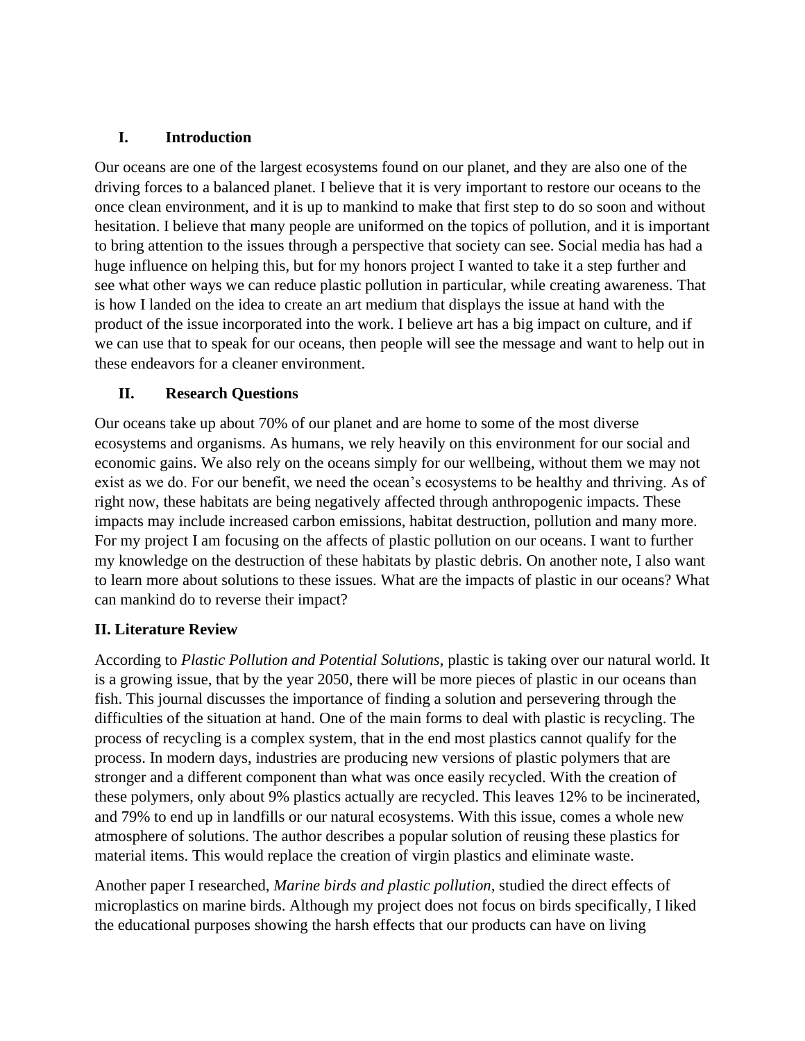## I. Introduction

Our oceans are one of the largest ecosystems found on our planet, and they are also one of the driving forces to a balanced planet. I believe that it is very important to restore our oceans to the once clean environment, and it is up to mankind to make that first step to do so soon and without hesitation. I believe that many people are uniformed on the topics of pollution, and it is important to bring attention to the issues through a perspective that society can see. Social media has had a huge influence on helping this, but for my honors project I wanted to take it a step further and see what other ways we can reduce plastic pollution in particular, while creating awareness. That is how I landed on the idea to create an art medium that displays the issue at hand with the product of the issue incorporated into the work. I believe art has a big impact on culture, and if we can use that to speak for our oceans, then people will see the message and want to help out in these endeavors for a cleaner environment.

## II. Research Questions

Our oceans take up about 70% of our planet and are home to some of the most diverse ecosystems and organisms. As humans, we rely heavily on this environment for our social and economic gains. We also rely on the oceans simply for our wellbeing, without them we may not exist as we do. For our benefit, we need the ocean's ecosystems to be healthy and thriving. As of right now, these habitats are being negatively affected through anthropogenic impacts. These impacts may include increased carbon emissions, habitat destruction, pollution and many more. For my project I am focusing on the affects of plastic pollution on our oceans. I want to further my knowledge on the destruction of these habitats by plastic debris. On another note, I also want to learn more about solutions to these issues. What are the impacts of plastic in our oceans? What can mankind do to reverse their impact?

## II. Literature Review

According to *Plastic Pollution and Potential Solutions*, plastic is taking over our natural world. It is a growing issue, that by the year 2050, there will be more pieces of plastic in our oceans than fish. This journal discusses the importance of finding a solution and persevering through the difficulties of the situation at hand. One of the main forms to deal with plastic is recycling. The process of recycling is a complex system, that in the end most plastics cannot qualify for the process. In modern days, industries are producing new versions of plastic polymers that are stronger and a different component than what was once easily recycled. With the creation of these polymers, only about 9% plastics actually are recycled. This leaves 12% to be incinerated, and 79% to end up in landfills or our natural ecosystems. With this issue, comes a whole new atmosphere of solutions. The author describes a popular solution of reusing these plastics for material items. This would replace the creation of virgin plastics and eliminate waste.

Another paper I researched, *Marine birds and plastic pollution,* studied the direct effects of microplastics on marine birds. Although my project does not focus on birds specifically, I liked the educational purposes showing the harsh effects that our products can have on living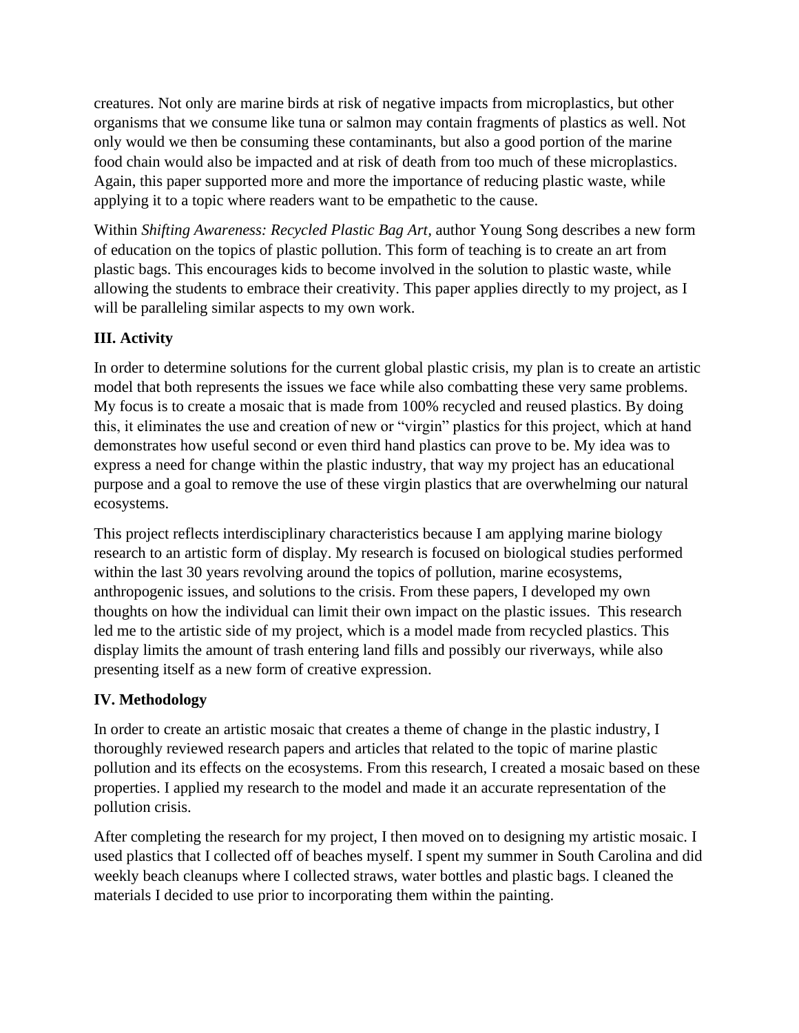creatures. Not only are marine birds at risk of negative impacts from microplastics, but other organisms that we consume like tuna or salmon may contain fragments of plastics as well. Not only would we then be consuming these contaminants, but also a good portion of the marine food chain would also be impacted and at risk of death from too much of these microplastics. Again, this paper supported more and more the importance of reducing plastic waste, while applying it to a topic where readers want to be empathetic to the cause.

Within *Shifting Awareness: Recycled Plastic Bag Art,* author Young Song describes a new form of education on the topics of plastic pollution. This form of teaching is to create an art from plastic bags. This encourages kids to become involved in the solution to plastic waste, while allowing the students to embrace their creativity. This paper applies directly to my project, as I will be paralleling similar aspects to my own work.

## III. Activity

In order to determine solutions for the current global plastic crisis, my plan is to create an artistic model that both represents the issues we face while also combatting these very same problems. My focus is to create a mosaic that is made from 100% recycled and reused plastics. By doing this, it eliminates the use and creation of new or "virgin" plastics for this project, which at hand demonstrates how useful second or even third hand plastics can prove to be. My idea was to express a need for change within the plastic industry, that way my project has an educational purpose and a goal to remove the use of these virgin plastics that are overwhelming our natural ecosystems.

This project reflects interdisciplinary characteristics because I am applying marine biology research to an artistic form of display. My research is focused on biological studies performed within the last 30 years revolving around the topics of pollution, marine ecosystems, anthropogenic issues, and solutions to the crisis. From these papers, I developed my own thoughts on how the individual can limit their own impact on the plastic issues. This research led me to the artistic side of my project, which is a model made from recycled plastics. This display limits the amount of trash entering land fills and possibly our riverways, while also presenting itself as a new form of creative expression.

## IV. Methodology

In order to create an artistic mosaic that creates a theme of change in the plastic industry, I thoroughly reviewed research papers and articles that related to the topic of marine plastic pollution and its effects on the ecosystems. From this research, I created a mosaic based on these properties. I applied my research to the model and made it an accurate representation of the pollution crisis.

After completing the research for my project, I then moved on to designing my artistic mosaic. I used plastics that I collected off of beaches myself. I spent my summer in South Carolina and did weekly beach cleanups where I collected straws, water bottles and plastic bags. I cleaned the materials I decided to use prior to incorporating them within the painting.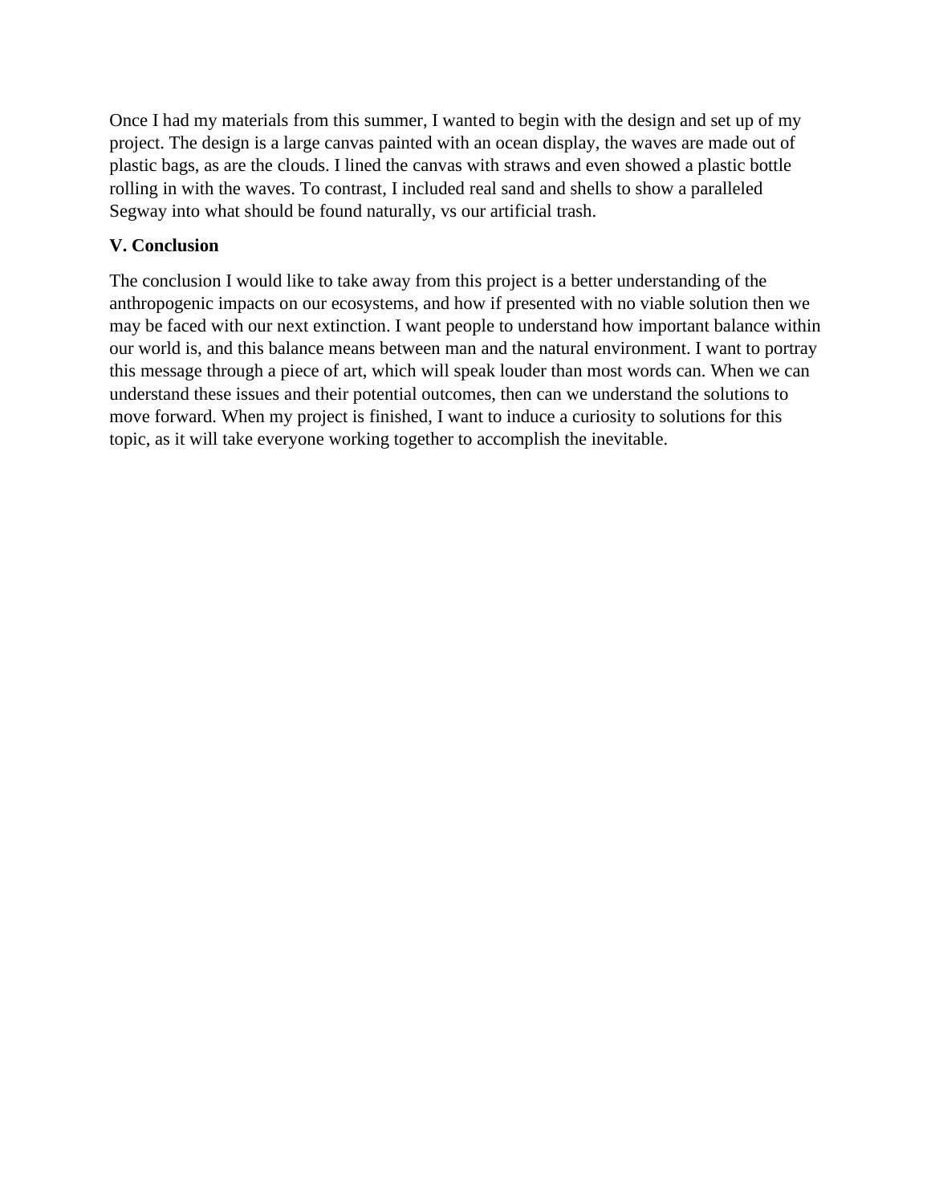Once I had my materials from this summer, I wanted to begin with the design and set up of my project. The design is a large canvas painted with an ocean display, the waves are made out of plastic bags, as are the clouds. I lined the canvas with straws and even showed a plastic bottle rolling in with the waves. To contrast, I included real sand and shells to show a paralleled Segway into what should be found naturally, vs our artificial trash.

**V. Conclusion**

The conclusion I would like to take away from this project is a better understanding of the anthropogenic impacts on our ecosystems, and how if presented with no viable solution then we may be faced with our next extinction. I want people to understand how important balance within our world is, and this balance means between man and the natural environment. I want to portray this message through a piece of art, which will speak louder than most words can. When we can understand these issues and their potential outcomes, then can we understand the solutions to move forward. When my project is finished, I want to induce a curiosity to solutions for this topic, as it will take everyone working together to accomplish the inevitable.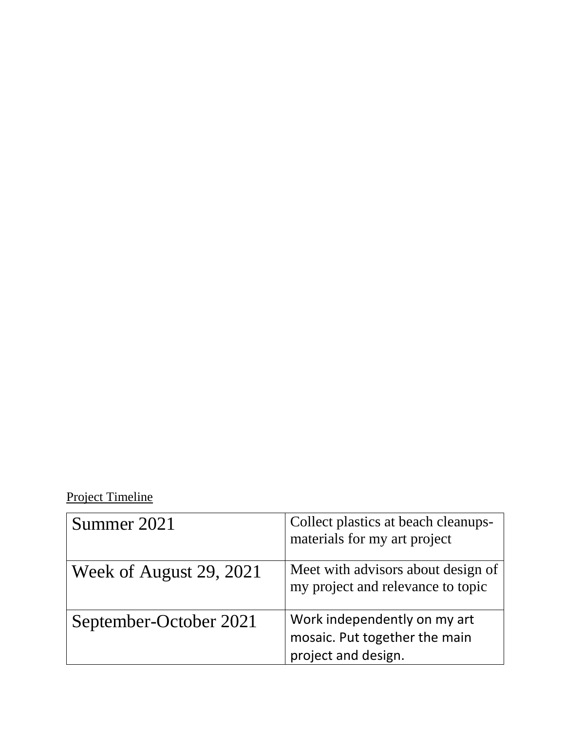Project Timeline

| Summer 2021 | Collect plastics at beach cleanups- materials for my art project |
|---|---|
| Week of August 29, 2021 | Meet with advisors about design of my project and relevance to topic |
| September-October 2021 | Work independently on my art mosaic. Put together the main project and design. |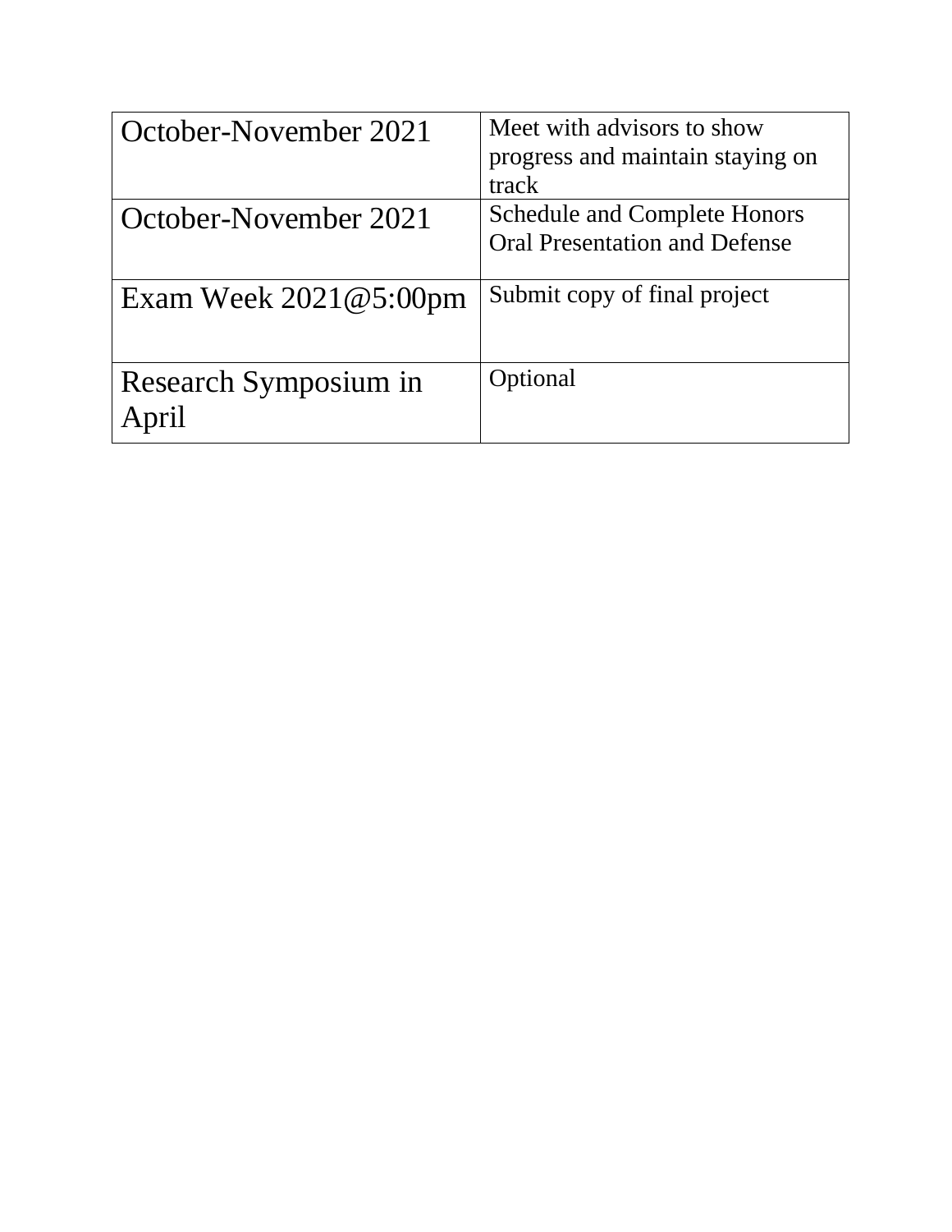| | |
|---|---|
| October-November 2021 | Meet with advisors to show progress and maintain staying on track |
| October-November 2021 | Schedule and Complete Honors Oral Presentation and Defense |
| Exam Week 2021@5:00pm | Submit copy of final project |
| Research Symposium in April | Optional |